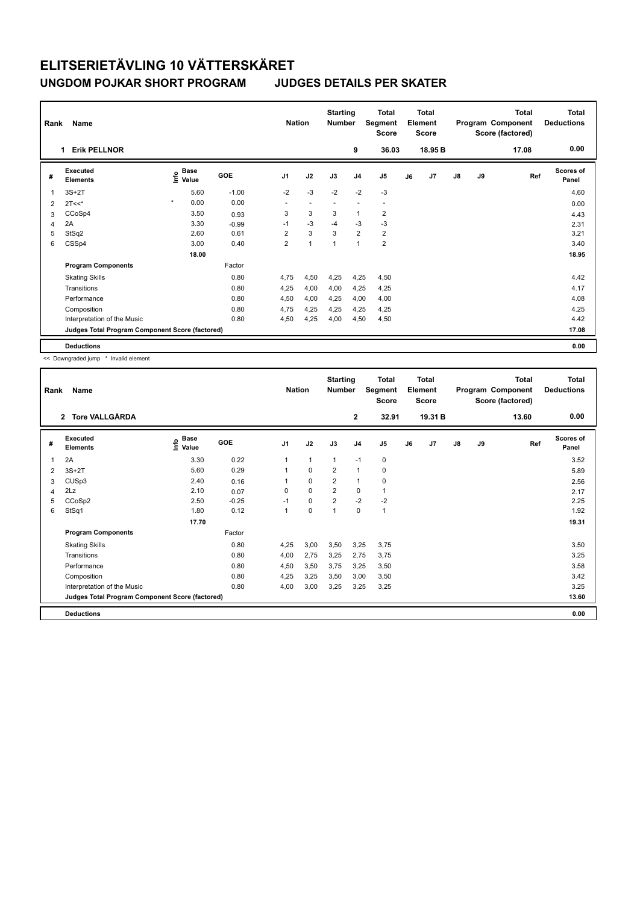# ELITSERIETÄVLING 10 VÄTTERSKÄRET

## UNGDOM POJKAR SHORT PROGRAM JUDGES DETAILS PER SKATER

| Rank | Name | Nation | Starting Number | Total Segment Score | Total Element Score | Total Program Component Score (factored) | Total Deductions |
|---|---|---|---|---|---|---|---|
| 1 | Erik PELLNOR | | 9 | 36.03 | 18.95 B | 17.08 | 0.00 |

| # | Executed Elements | Info | Base Value | GOE | J1 | J2 | J3 | J4 | J5 | J6 | J7 | J8 | J9 | Ref | Scores of Panel |
|---|---|---|---|---|---|---|---|---|---|---|---|---|---|---|---|
| 1 | 3S+2T | | 5.60 | -1.00 | -2 | -3 | -2 | -2 | -3 | | | | | | 4.60 |
| 2 | 2T<<* | * | 0.00 | 0.00 | - | - | - | - | - | | | | | | 0.00 |
| 3 | CCoSp4 | | 3.50 | 0.93 | 3 | 3 | 3 | 1 | 2 | | | | | | 4.43 |
| 4 | 2A | | 3.30 | -0.99 | -1 | -3 | -4 | -3 | -3 | | | | | | 2.31 |
| 5 | StSq2 | | 2.60 | 0.61 | 2 | 3 | 3 | 2 | 2 | | | | | | 3.21 |
| 6 | CSSp4 | | 3.00 | 0.40 | 2 | 1 | 1 | 1 | 2 | | | | | | 3.40 |
| | | | 18.00 | | | | | | | | | | | | 18.95 |
| | **Program Components** | | | Factor | | | | | | | | | | | |
| | Skating Skills | | | 0.80 | 4,75 | 4,50 | 4,25 | 4,25 | 4,50 | | | | | | 4.42 |
| | Transitions | | | 0.80 | 4,25 | 4,00 | 4,00 | 4,25 | 4,25 | | | | | | 4.17 |
| | Performance | | | 0.80 | 4,50 | 4,00 | 4,25 | 4,00 | 4,00 | | | | | | 4.08 |
| | Composition | | | 0.80 | 4,75 | 4,25 | 4,25 | 4,25 | 4,25 | | | | | | 4.25 |
| | Interpretation of the Music | | | 0.80 | 4,50 | 4,25 | 4,00 | 4,50 | 4,50 | | | | | | 4.42 |
| | **Judges Total Program Component Score (factored)** | | | | | | | | | | | | | | 17.08 |
| | **Deductions** | | | | | | | | | | | | | | 0.00 |

<< Downgraded jump * Invalid element

| Rank | Name | Nation | Starting Number | Total Segment Score | Total Element Score | Total Program Component Score (factored) | Total Deductions |
|---|---|---|---|---|---|---|---|
| 2 | Tore VALLGÅRDA | | 2 | 32.91 | 19.31 B | 13.60 | 0.00 |

| # | Executed Elements | Info | Base Value | GOE | J1 | J2 | J3 | J4 | J5 | J6 | J7 | J8 | J9 | Ref | Scores of Panel |
|---|---|---|---|---|---|---|---|---|---|---|---|---|---|---|---|
| 1 | 2A | | 3.30 | 0.22 | 1 | 1 | 1 | -1 | 0 | | | | | | 3.52 |
| 2 | 3S+2T | | 5.60 | 0.29 | 1 | 0 | 2 | 1 | 0 | | | | | | 5.89 |
| 3 | CUSp3 | | 2.40 | 0.16 | 1 | 0 | 2 | 1 | 0 | | | | | | 2.56 |
| 4 | 2Lz | | 2.10 | 0.07 | 0 | 0 | 2 | 0 | 1 | | | | | | 2.17 |
| 5 | CCoSp2 | | 2.50 | -0.25 | -1 | 0 | 2 | -2 | -2 | | | | | | 2.25 |
| 6 | StSq1 | | 1.80 | 0.12 | 1 | 0 | 1 | 0 | 1 | | | | | | 1.92 |
| | | | 17.70 | | | | | | | | | | | | 19.31 |
| | **Program Components** | | | Factor | | | | | | | | | | | |
| | Skating Skills | | | 0.80 | 4,25 | 3,00 | 3,50 | 3,25 | 3,75 | | | | | | 3.50 |
| | Transitions | | | 0.80 | 4,00 | 2,75 | 3,25 | 2,75 | 3,75 | | | | | | 3.25 |
| | Performance | | | 0.80 | 4,50 | 3,50 | 3,75 | 3,25 | 3,50 | | | | | | 3.58 |
| | Composition | | | 0.80 | 4,25 | 3,25 | 3,50 | 3,00 | 3,50 | | | | | | 3.42 |
| | Interpretation of the Music | | | 0.80 | 4,00 | 3,00 | 3,25 | 3,25 | 3,25 | | | | | | 3.25 |
| | **Judges Total Program Component Score (factored)** | | | | | | | | | | | | | | 13.60 |
| | **Deductions** | | | | | | | | | | | | | | 0.00 |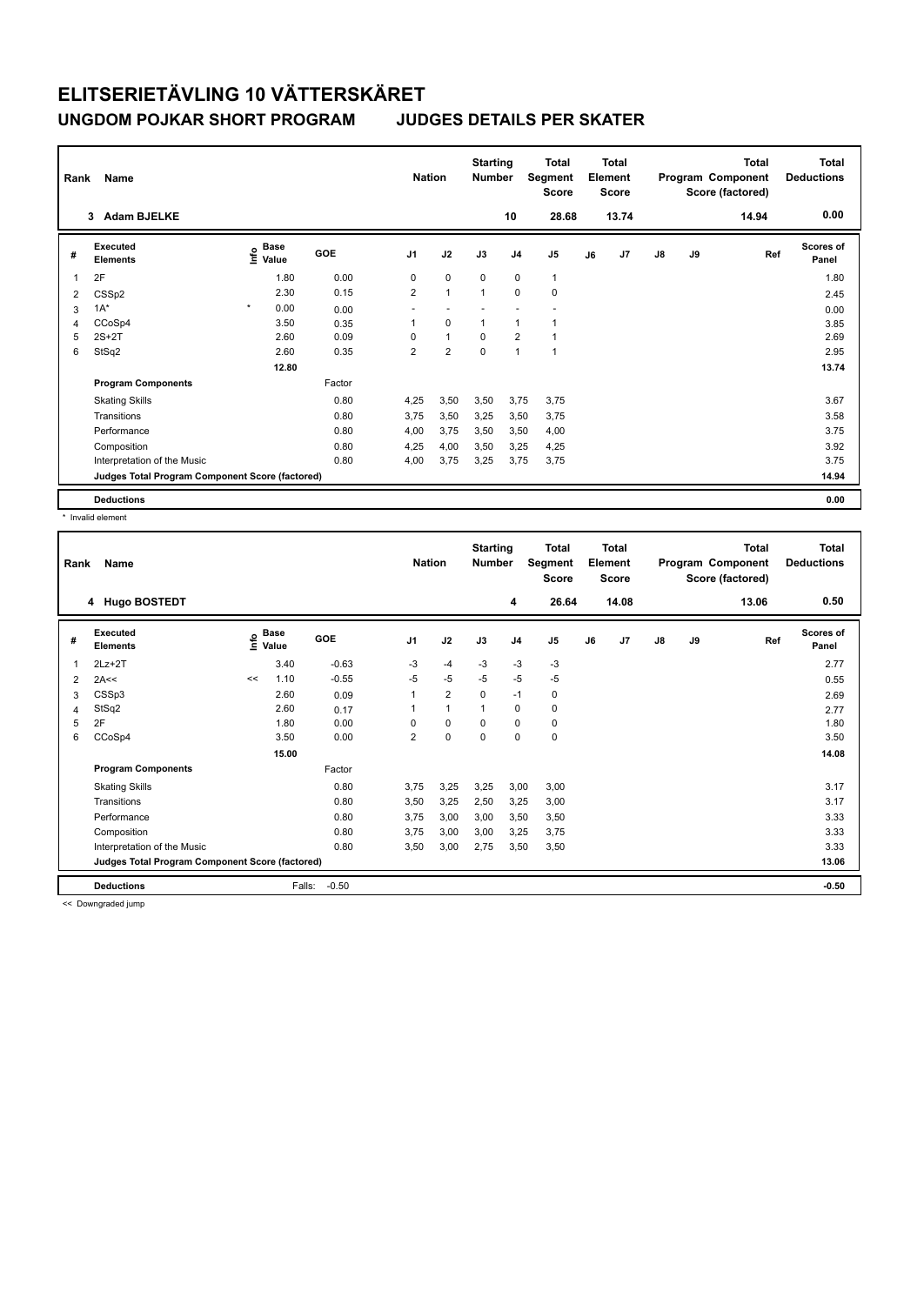# ELITSERIETÄVLING 10 VÄTTERSKÄRET

## UNGDOM POJKAR SHORT PROGRAM JUDGES DETAILS PER SKATER

| Rank | Name | Nation | Starting Number | Total Segment Score | Total Element Score | Total Program Component Score (factored) | Total Deductions |
|---|---|---|---|---|---|---|---|
| 3 | Adam BJELKE | | 10 | 28.68 | 13.74 | 14.94 | 0.00 |

| # | Executed Elements | Info | Base Value | GOE | J1 | J2 | J3 | J4 | J5 | J6 | J7 | J8 | J9 | Ref | Scores of Panel |
|---|---|---|---|---|---|---|---|---|---|---|---|---|---|---|---|
| 1 | 2F | | 1.80 | 0.00 | 0 | 0 | 0 | 0 | 1 | | | | | | 1.80 |
| 2 | CSSp2 | | 2.30 | 0.15 | 2 | 1 | 1 | 0 | 0 | | | | | | 2.45 |
| 3 | 1A* | * | 0.00 | 0.00 | - | - | - | - | - | | | | | | 0.00 |
| 4 | CCoSp4 | | 3.50 | 0.35 | 1 | 0 | 1 | 1 | 1 | | | | | | 3.85 |
| 5 | 2S+2T | | 2.60 | 0.09 | 0 | 1 | 0 | 2 | 1 | | | | | | 2.69 |
| 6 | StSq2 | | 2.60 | 0.35 | 2 | 2 | 0 | 1 | 1 | | | | | | 2.95 |
| | | | 12.80 | | | | | | | | | | | | 13.74 |
| | **Program Components** | | | Factor | | | | | | | | | | | |
| | Skating Skills | | | 0.80 | 4,25 | 3,50 | 3,50 | 3,75 | 3,75 | | | | | | 3.67 |
| | Transitions | | | 0.80 | 3,75 | 3,50 | 3,25 | 3,50 | 3,75 | | | | | | 3.58 |
| | Performance | | | 0.80 | 4,00 | 3,75 | 3,50 | 3,50 | 4,00 | | | | | | 3.75 |
| | Composition | | | 0.80 | 4,25 | 4,00 | 3,50 | 3,25 | 4,25 | | | | | | 3.92 |
| | Interpretation of the Music | | | 0.80 | 4,00 | 3,75 | 3,25 | 3,75 | 3,75 | | | | | | 3.75 |
| | **Judges Total Program Component Score (factored)** | | | | | | | | | | | | | | 14.94 |
| | **Deductions** | | | | | | | | | | | | | | 0.00 |

\* Invalid element

| Rank | Name | Nation | Starting Number | Total Segment Score | Total Element Score | Total Program Component Score (factored) | Total Deductions |
|---|---|---|---|---|---|---|---|
| 4 | Hugo BOSTEDT | | 4 | 26.64 | 14.08 | 13.06 | 0.50 |

| # | Executed Elements | Info | Base Value | GOE | J1 | J2 | J3 | J4 | J5 | J6 | J7 | J8 | J9 | Ref | Scores of Panel |
|---|---|---|---|---|---|---|---|---|---|---|---|---|---|---|---|
| 1 | 2Lz+2T | | 3.40 | -0.63 | -3 | -4 | -3 | -3 | -3 | | | | | | 2.77 |
| 2 | 2A<< | << | 1.10 | -0.55 | -5 | -5 | -5 | -5 | -5 | | | | | | 0.55 |
| 3 | CSSp3 | | 2.60 | 0.09 | 1 | 2 | 0 | -1 | 0 | | | | | | 2.69 |
| 4 | StSq2 | | 2.60 | 0.17 | 1 | 1 | 1 | 0 | 0 | | | | | | 2.77 |
| 5 | 2F | | 1.80 | 0.00 | 0 | 0 | 0 | 0 | 0 | | | | | | 1.80 |
| 6 | CCoSp4 | | 3.50 | 0.00 | 2 | 0 | 0 | 0 | 0 | | | | | | 3.50 |
| | | | 15.00 | | | | | | | | | | | | 14.08 |
| | **Program Components** | | | Factor | | | | | | | | | | | |
| | Skating Skills | | | 0.80 | 3,75 | 3,25 | 3,25 | 3,00 | 3,00 | | | | | | 3.17 |
| | Transitions | | | 0.80 | 3,50 | 3,25 | 2,50 | 3,25 | 3,00 | | | | | | 3.17 |
| | Performance | | | 0.80 | 3,75 | 3,00 | 3,00 | 3,50 | 3,50 | | | | | | 3.33 |
| | Composition | | | 0.80 | 3,75 | 3,00 | 3,00 | 3,25 | 3,75 | | | | | | 3.33 |
| | Interpretation of the Music | | | 0.80 | 3,50 | 3,00 | 2,75 | 3,50 | 3,50 | | | | | | 3.33 |
| | **Judges Total Program Component Score (factored)** | | | | | | | | | | | | | | 13.06 |
| | **Deductions** | | Falls: | -0.50 | | | | | | | | | | | -0.50 |

<< Downgraded jump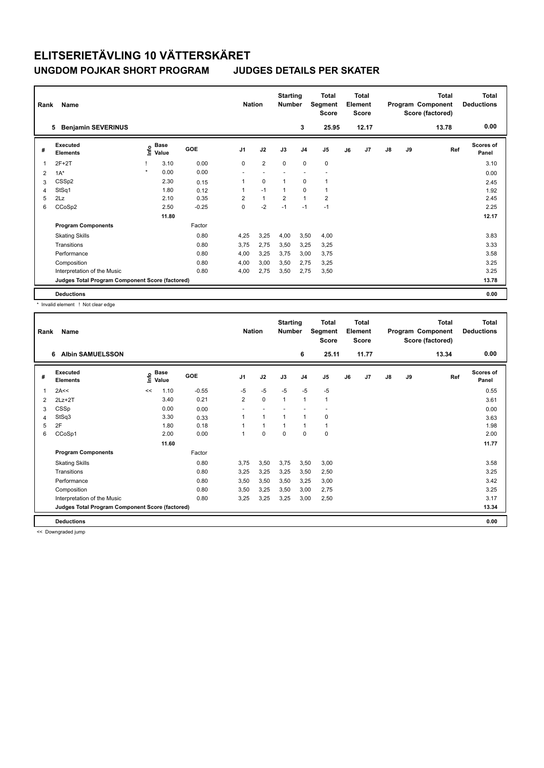# ELITSERIETÄVLING 10 VÄTTERSKÄRET

## UNGDOM POJKAR SHORT PROGRAM JUDGES DETAILS PER SKATER

| Rank | Name | Nation | Starting Number | Total Segment Score | Total Element Score | Total Program Component Score (factored) | Total Deductions |
|---|---|---|---|---|---|---|---|
| 5 | Benjamin SEVERINUS | | 3 | 25.95 | 12.17 | 13.78 | 0.00 |

| # | Executed Elements | Info | Base Value | GOE | J1 | J2 | J3 | J4 | J5 | J6 | J7 | J8 | J9 | Ref | Scores of Panel |
|---|---|---|---|---|---|---|---|---|---|---|---|---|---|---|---|
| 1 | 2F+2T | ! | 3.10 | 0.00 | 0 | 2 | 0 | 0 | 0 | | | | | | 3.10 |
| 2 | 1A* | * | 0.00 | 0.00 | - | - | - | - | - | | | | | | 0.00 |
| 3 | CSSp2 | | 2.30 | 0.15 | 1 | 0 | 1 | 0 | 1 | | | | | | 2.45 |
| 4 | StSq1 | | 1.80 | 0.12 | 1 | -1 | 1 | 0 | 1 | | | | | | 1.92 |
| 5 | 2Lz | | 2.10 | 0.35 | 2 | 1 | 2 | 1 | 2 | | | | | | 2.45 |
| 6 | CCoSp2 | | 2.50 | -0.25 | 0 | -2 | -1 | -1 | -1 | | | | | | 2.25 |
| | | | 11.80 | | | | | | | | | | | | 12.17 |
| | **Program Components** | | | Factor | | | | | | | | | | | |
| | Skating Skills | | | 0.80 | 4,25 | 3,25 | 4,00 | 3,50 | 4,00 | | | | | | 3.83 |
| | Transitions | | | 0.80 | 3,75 | 2,75 | 3,50 | 3,25 | 3,25 | | | | | | 3.33 |
| | Performance | | | 0.80 | 4,00 | 3,25 | 3,75 | 3,00 | 3,75 | | | | | | 3.58 |
| | Composition | | | 0.80 | 4,00 | 3,00 | 3,50 | 2,75 | 3,25 | | | | | | 3.25 |
| | Interpretation of the Music | | | 0.80 | 4,00 | 2,75 | 3,50 | 2,75 | 3,50 | | | | | | 3.25 |
| | **Judges Total Program Component Score (factored)** | | | | | | | | | | | | | | 13.78 |
| | **Deductions** | | | | | | | | | | | | | | 0.00 |

\* Invalid element ! Not clear edge

| Rank | Name | Nation | Starting Number | Total Segment Score | Total Element Score | Total Program Component Score (factored) | Total Deductions |
|---|---|---|---|---|---|---|---|
| 6 | Albin SAMUELSSON | | 6 | 25.11 | 11.77 | 13.34 | 0.00 |

| # | Executed Elements | Info | Base Value | GOE | J1 | J2 | J3 | J4 | J5 | J6 | J7 | J8 | J9 | Ref | Scores of Panel |
|---|---|---|---|---|---|---|---|---|---|---|---|---|---|---|---|
| 1 | 2A<< | << | 1.10 | -0.55 | -5 | -5 | -5 | -5 | -5 | | | | | | 0.55 |
| 2 | 2Lz+2T | | 3.40 | 0.21 | 2 | 0 | 1 | 1 | 1 | | | | | | 3.61 |
| 3 | CSSp | | 0.00 | 0.00 | - | - | - | - | - | | | | | | 0.00 |
| 4 | StSq3 | | 3.30 | 0.33 | 1 | 1 | 1 | 1 | 0 | | | | | | 3.63 |
| 5 | 2F | | 1.80 | 0.18 | 1 | 1 | 1 | 1 | 1 | | | | | | 1.98 |
| 6 | CCoSp1 | | 2.00 | 0.00 | 1 | 0 | 0 | 0 | 0 | | | | | | 2.00 |
| | | | 11.60 | | | | | | | | | | | | 11.77 |
| | **Program Components** | | | Factor | | | | | | | | | | | |
| | Skating Skills | | | 0.80 | 3,75 | 3,50 | 3,75 | 3,50 | 3,00 | | | | | | 3.58 |
| | Transitions | | | 0.80 | 3,25 | 3,25 | 3,25 | 3,50 | 2,50 | | | | | | 3.25 |
| | Performance | | | 0.80 | 3,50 | 3,50 | 3,50 | 3,25 | 3,00 | | | | | | 3.42 |
| | Composition | | | 0.80 | 3,50 | 3,25 | 3,50 | 3,00 | 2,75 | | | | | | 3.25 |
| | Interpretation of the Music | | | 0.80 | 3,25 | 3,25 | 3,25 | 3,00 | 2,50 | | | | | | 3.17 |
| | **Judges Total Program Component Score (factored)** | | | | | | | | | | | | | | 13.34 |
| | **Deductions** | | | | | | | | | | | | | | 0.00 |

<< Downgraded jump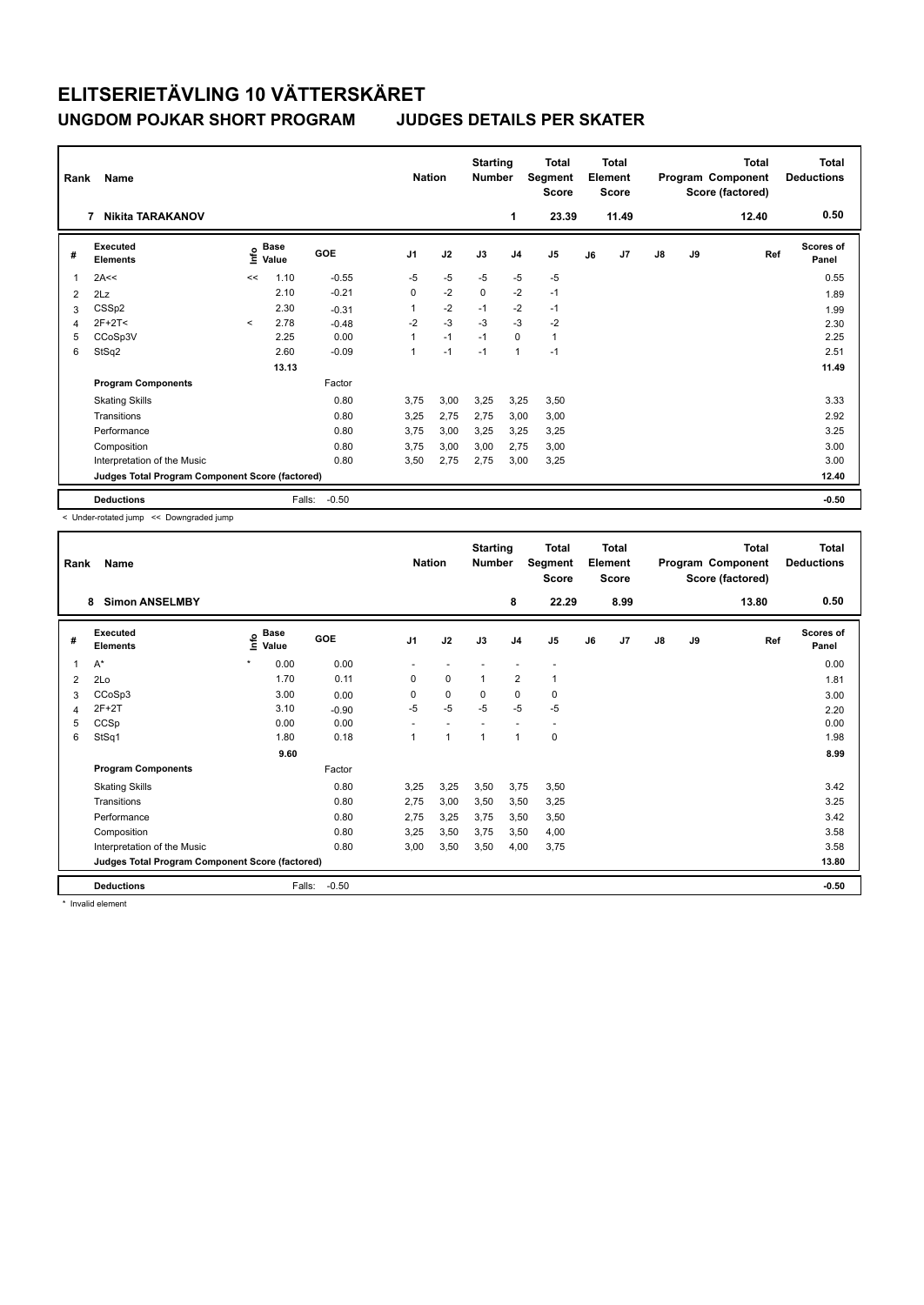# ELITSERIETÄVLING 10 VÄTTERSKÄRET

## UNGDOM POJKAR SHORT PROGRAM JUDGES DETAILS PER SKATER

| Rank | Name | Nation | Starting Number | Total Segment Score | Total Element Score | Total Program Component Score (factored) | Total Deductions |
|---|---|---|---|---|---|---|---|
| 7 | Nikita TARAKANOV | | 1 | 23.39 | 11.49 | 12.40 | 0.50 |

| # | Executed Elements | Info | Base Value | GOE | J1 | J2 | J3 | J4 | J5 | J6 | J7 | J8 | J9 | Ref | Scores of Panel |
|---|---|---|---|---|---|---|---|---|---|---|---|---|---|---|---|
| 1 | 2A<< | << | 1.10 | -0.55 | -5 | -5 | -5 | -5 | -5 | | | | | | 0.55 |
| 2 | 2Lz | | 2.10 | -0.21 | 0 | -2 | 0 | -2 | -1 | | | | | | 1.89 |
| 3 | CSSp2 | | 2.30 | -0.31 | 1 | -2 | -1 | -2 | -1 | | | | | | 1.99 |
| 4 | 2F+2T< | < | 2.78 | -0.48 | -2 | -3 | -3 | -3 | -2 | | | | | | 2.30 |
| 5 | CCoSp3V | | 2.25 | 0.00 | 1 | -1 | -1 | 0 | 1 | | | | | | 2.25 |
| 6 | StSq2 | | 2.60 | -0.09 | 1 | -1 | -1 | 1 | -1 | | | | | | 2.51 |
| | | | 13.13 | | | | | | | | | | | | 11.49 |
| | **Program Components** | | | Factor | | | | | | | | | | | |
| | Skating Skills | | | 0.80 | 3,75 | 3,00 | 3,25 | 3,25 | 3,50 | | | | | | 3.33 |
| | Transitions | | | 0.80 | 3,25 | 2,75 | 2,75 | 3,00 | 3,00 | | | | | | 2.92 |
| | Performance | | | 0.80 | 3,75 | 3,00 | 3,25 | 3,25 | 3,25 | | | | | | 3.25 |
| | Composition | | | 0.80 | 3,75 | 3,00 | 3,00 | 2,75 | 3,00 | | | | | | 3.00 |
| | Interpretation of the Music | | | 0.80 | 3,50 | 2,75 | 2,75 | 3,00 | 3,25 | | | | | | 3.00 |
| | **Judges Total Program Component Score (factored)** | | | | | | | | | | | | | | 12.40 |
| | **Deductions** | | Falls: | -0.50 | | | | | | | | | | | -0.50 |

< Under-rotated jump << Downgraded jump

| Rank | Name | Nation | Starting Number | Total Segment Score | Total Element Score | Total Program Component Score (factored) | Total Deductions |
|---|---|---|---|---|---|---|---|
| 8 | Simon ANSELMBY | | 8 | 22.29 | 8.99 | 13.80 | 0.50 |

| # | Executed Elements | Info | Base Value | GOE | J1 | J2 | J3 | J4 | J5 | J6 | J7 | J8 | J9 | Ref | Scores of Panel |
|---|---|---|---|---|---|---|---|---|---|---|---|---|---|---|---|
| 1 | A* | * | 0.00 | 0.00 | - | - | - | - | - | | | | | | 0.00 |
| 2 | 2Lo | | 1.70 | 0.11 | 0 | 0 | 1 | 2 | 1 | | | | | | 1.81 |
| 3 | CCoSp3 | | 3.00 | 0.00 | 0 | 0 | 0 | 0 | 0 | | | | | | 3.00 |
| 4 | 2F+2T | | 3.10 | -0.90 | -5 | -5 | -5 | -5 | -5 | | | | | | 2.20 |
| 5 | CCSp | | 0.00 | 0.00 | - | - | - | - | - | | | | | | 0.00 |
| 6 | StSq1 | | 1.80 | 0.18 | 1 | 1 | 1 | 1 | 0 | | | | | | 1.98 |
| | | | 9.60 | | | | | | | | | | | | 8.99 |
| | **Program Components** | | | Factor | | | | | | | | | | | |
| | Skating Skills | | | 0.80 | 3,25 | 3,25 | 3,50 | 3,75 | 3,50 | | | | | | 3.42 |
| | Transitions | | | 0.80 | 2,75 | 3,00 | 3,50 | 3,50 | 3,25 | | | | | | 3.25 |
| | Performance | | | 0.80 | 2,75 | 3,25 | 3,75 | 3,50 | 3,50 | | | | | | 3.42 |
| | Composition | | | 0.80 | 3,25 | 3,50 | 3,75 | 3,50 | 4,00 | | | | | | 3.58 |
| | Interpretation of the Music | | | 0.80 | 3,00 | 3,50 | 3,50 | 4,00 | 3,75 | | | | | | 3.58 |
| | **Judges Total Program Component Score (factored)** | | | | | | | | | | | | | | 13.80 |
| | **Deductions** | | Falls: | -0.50 | | | | | | | | | | | -0.50 |

* Invalid element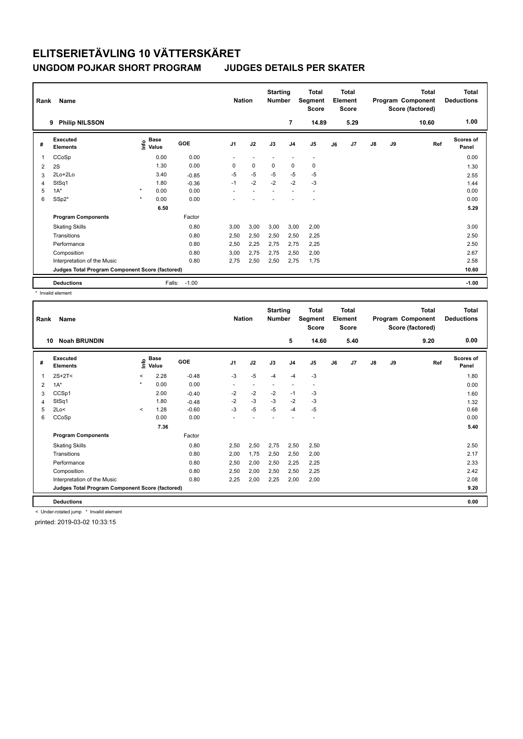# ELITSERIETÄVLING 10 VÄTTERSKÄRET

## UNGDOM POJKAR SHORT PROGRAM JUDGES DETAILS PER SKATER

| Rank | Name | Nation | Starting Number | Total Segment Score | Total Element Score | Total Program Component Score (factored) | Total Deductions |
|---|---|---|---|---|---|---|---|
| 9 | Philip NILSSON | | 7 | 14.89 | 5.29 | 10.60 | 1.00 |

| # | Executed Elements | Info | Base Value | GOE | J1 | J2 | J3 | J4 | J5 | J6 | J7 | J8 | J9 | Ref | Scores of Panel |
|---|---|---|---|---|---|---|---|---|---|---|---|---|---|---|---|
| 1 | CCoSp | | 0.00 | 0.00 | - | - | - | - | - | | | | | | 0.00 |
| 2 | 2S | | 1.30 | 0.00 | 0 | 0 | 0 | 0 | 0 | | | | | | 1.30 |
| 3 | 2Lo+2Lo | | 3.40 | -0.85 | -5 | -5 | -5 | -5 | -5 | | | | | | 2.55 |
| 4 | StSq1 | | 1.80 | -0.36 | -1 | -2 | -2 | -2 | -3 | | | | | | 1.44 |
| 5 | 1A* | * | 0.00 | 0.00 | - | - | - | - | - | | | | | | 0.00 |
| 6 | SSp2* | * | 0.00 | 0.00 | - | - | - | - | - | | | | | | 0.00 |
| | | | 6.50 | | | | | | | | | | | | 5.29 |
| | **Program Components** | | | Factor | | | | | | | | | | | |
| | Skating Skills | | | 0.80 | 3,00 | 3,00 | 3,00 | 3,00 | 2,00 | | | | | | 3.00 |
| | Transitions | | | 0.80 | 2,50 | 2,50 | 2,50 | 2,50 | 2,25 | | | | | | 2.50 |
| | Performance | | | 0.80 | 2,50 | 2,25 | 2,75 | 2,75 | 2,25 | | | | | | 2.50 |
| | Composition | | | 0.80 | 3,00 | 2,75 | 2,75 | 2,50 | 2,00 | | | | | | 2.67 |
| | Interpretation of the Music | | | 0.80 | 2,75 | 2,50 | 2,50 | 2,75 | 1,75 | | | | | | 2.58 |
| | **Judges Total Program Component Score (factored)** | | | | | | | | | | | | | | 10.60 |
| | **Deductions** | | Falls: | -1.00 | | | | | | | | | | | -1.00 |

\* Invalid element

| Rank | Name | Nation | Starting Number | Total Segment Score | Total Element Score | Total Program Component Score (factored) | Total Deductions |
|---|---|---|---|---|---|---|---|
| 10 | Noah BRUNDIN | | 5 | 14.60 | 5.40 | 9.20 | 0.00 |

| # | Executed Elements | Info | Base Value | GOE | J1 | J2 | J3 | J4 | J5 | J6 | J7 | J8 | J9 | Ref | Scores of Panel |
|---|---|---|---|---|---|---|---|---|---|---|---|---|---|---|---|
| 1 | 2S+2T< | < | 2.28 | -0.48 | -3 | -5 | -4 | -4 | -3 | | | | | | 1.80 |
| 2 | 1A* | * | 0.00 | 0.00 | - | - | - | - | - | | | | | | 0.00 |
| 3 | CCSp1 | | 2.00 | -0.40 | -2 | -2 | -2 | -1 | -3 | | | | | | 1.60 |
| 4 | StSq1 | | 1.80 | -0.48 | -2 | -3 | -3 | -2 | -3 | | | | | | 1.32 |
| 5 | 2Lo< | < | 1.28 | -0.60 | -3 | -5 | -5 | -4 | -5 | | | | | | 0.68 |
| 6 | CCoSp | | 0.00 | 0.00 | - | - | - | - | - | | | | | | 0.00 |
| | | | 7.36 | | | | | | | | | | | | 5.40 |
| | **Program Components** | | | Factor | | | | | | | | | | | |
| | Skating Skills | | | 0.80 | 2,50 | 2,50 | 2,75 | 2,50 | 2,50 | | | | | | 2.50 |
| | Transitions | | | 0.80 | 2,00 | 1,75 | 2,50 | 2,50 | 2,00 | | | | | | 2.17 |
| | Performance | | | 0.80 | 2,50 | 2,00 | 2,50 | 2,25 | 2,25 | | | | | | 2.33 |
| | Composition | | | 0.80 | 2,50 | 2,00 | 2,50 | 2,50 | 2,25 | | | | | | 2.42 |
| | Interpretation of the Music | | | 0.80 | 2,25 | 2,00 | 2,25 | 2,00 | 2,00 | | | | | | 2.08 |
| | **Judges Total Program Component Score (factored)** | | | | | | | | | | | | | | 9.20 |
| | **Deductions** | | | | | | | | | | | | | | 0.00 |

< Under-rotated jump * Invalid element

printed: 2019-03-02 10:33:15